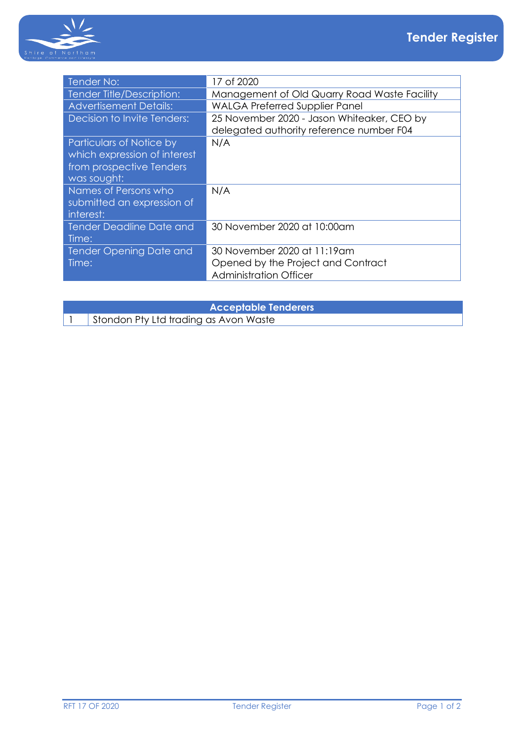# Tender Register

| Tender No: | 17 of 2020 |
|---|---|
| Tender Title/Description: | Management of Old Quarry Road Waste Facility |
| Advertisement Details: | WALGA Preferred Supplier Panel |
| Decision to Invite Tenders: | 25 November 2020 - Jason Whiteaker, CEO by delegated authority reference number F04 |
| Particulars of Notice by which expression of interest from prospective Tenders was sought: | N/A |
| Names of Persons who submitted an expression of interest: | N/A |
| Tender Deadline Date and Time: | 30 November 2020 at 10:00am |
| Tender Opening Date and Time: | 30 November 2020 at 11:19am<br>Opened by the Project and Contract Administration Officer |

| Acceptable Tenderers | |
|---|---|
| 1 | Stondon Pty Ltd trading as Avon Waste |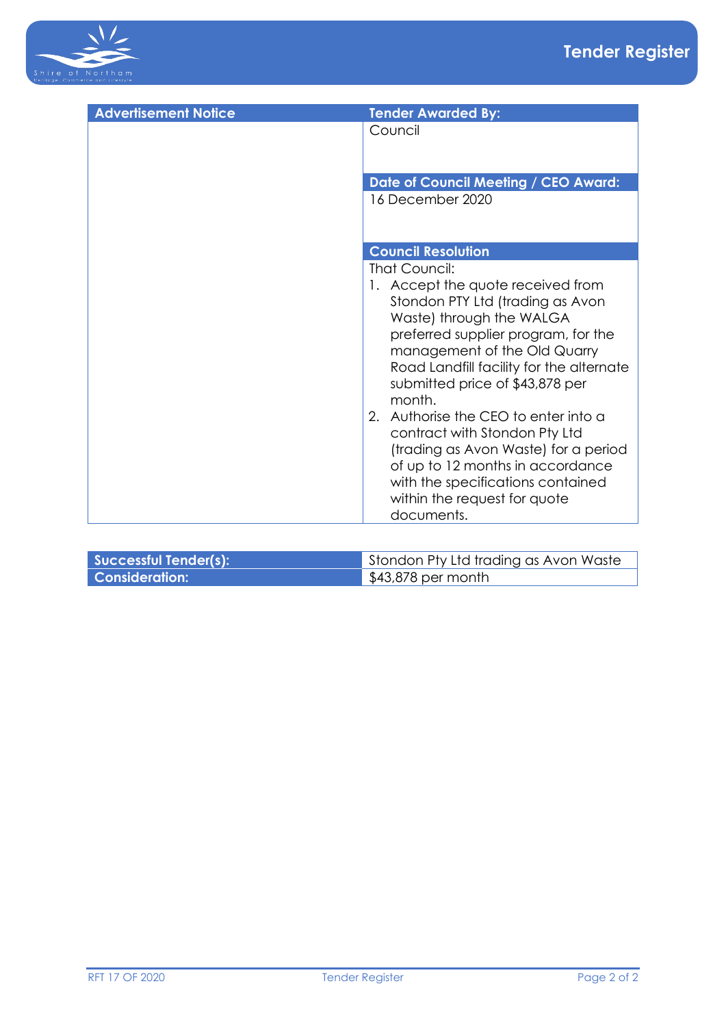| Advertisement Notice | Tender Awarded By: |
|---|---|
| | Council |
| | **Date of Council Meeting / CEO Award:** |
| | 16 December 2020 |
| | **Council Resolution** |
| | That Council:<br>1. Accept the quote received from Stondon PTY Ltd (trading as Avon Waste) through the WALGA preferred supplier program, for the management of the Old Quarry Road Landfill facility for the alternate submitted price of $43,878 per month.<br>2. Authorise the CEO to enter into a contract with Stondon Pty Ltd (trading as Avon Waste) for a period of up to 12 months in accordance with the specifications contained within the request for quote documents. |

| | |
|---|---|
| **Successful Tender(s):** | Stondon Pty Ltd trading as Avon Waste |
| **Consideration:** | $43,878 per month |